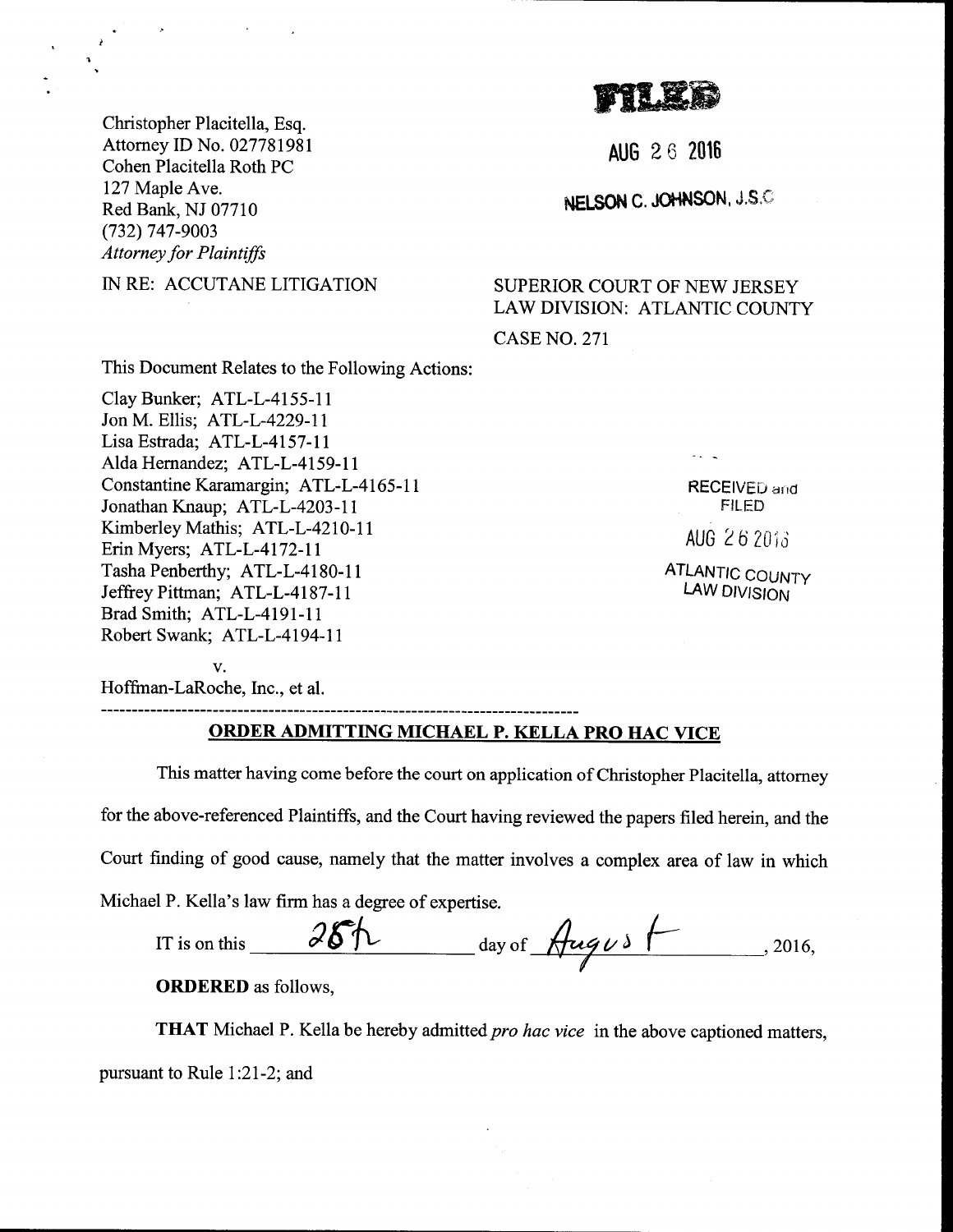Christopher Placitella, Esq.
Attorney ID No. 027781981
Cohen Placitella Roth PC
127 Maple Ave.
Red Bank, NJ 07710
(732) 747-9003
*Attorney for Plaintiffs*

**FILED**

AUG 26 2016

NELSON C. JOHNSON, J.S.C.

IN RE: ACCUTANE LITIGATION

SUPERIOR COURT OF NEW JERSEY
LAW DIVISION: ATLANTIC COUNTY

CASE NO. 271

This Document Relates to the Following Actions:

Clay Bunker; ATL-L-4155-11
Jon M. Ellis; ATL-L-4229-11
Lisa Estrada; ATL-L-4157-11
Alda Hernandez; ATL-L-4159-11
Constantine Karamargin; ATL-L-4165-11
Jonathan Knaup; ATL-L-4203-11
Kimberley Mathis; ATL-L-4210-11
Erin Myers; ATL-L-4172-11
Tasha Penberthy; ATL-L-4180-11
Jeffrey Pittman; ATL-L-4187-11
Brad Smith; ATL-L-4191-11
Robert Swank; ATL-L-4194-11

RECEIVED and FILED
AUG 26 2016
ATLANTIC COUNTY LAW DIVISION

v.

Hoffman-LaRoche, Inc., et al.

---

## ORDER ADMITTING MICHAEL P. KELLA PRO HAC VICE

This matter having come before the court on application of Christopher Placitella, attorney for the above-referenced Plaintiffs, and the Court having reviewed the papers filed herein, and the Court finding of good cause, namely that the matter involves a complex area of law in which Michael P. Kella's law firm has a degree of expertise.

IT is on this 26th day of August, 2016,

**ORDERED** as follows,

**THAT** Michael P. Kella be hereby admitted *pro hac vice* in the above captioned matters, pursuant to Rule 1:21-2; and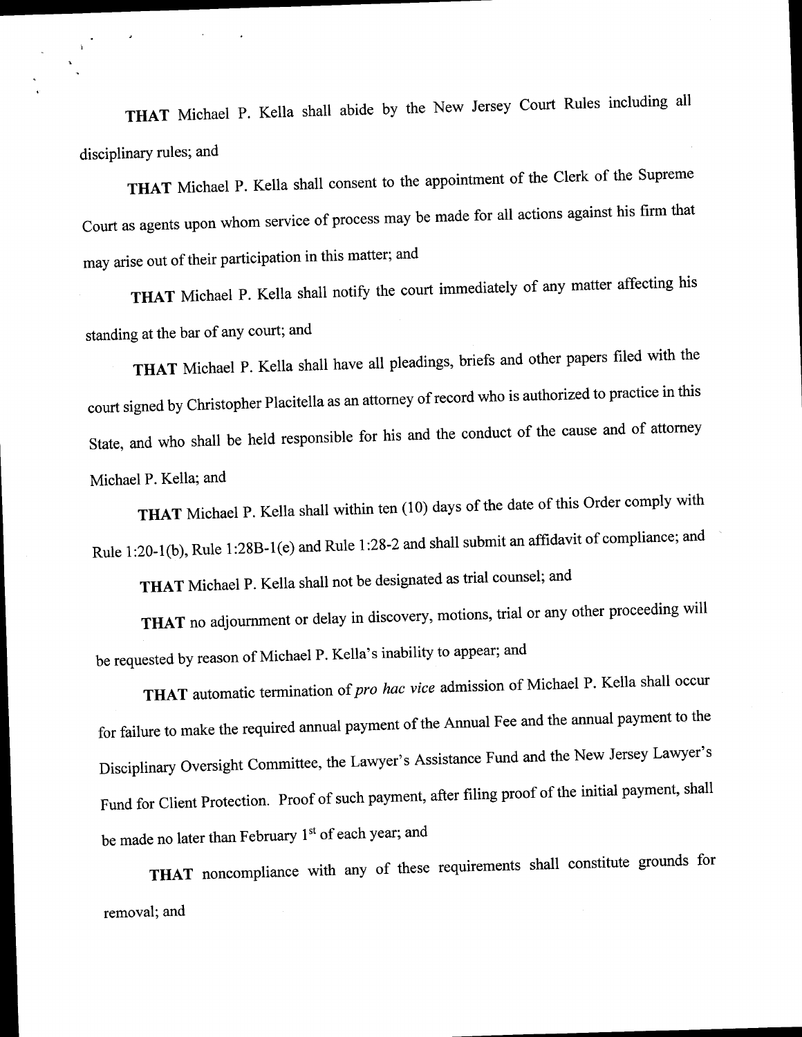**THAT** Michael P. Kella shall abide by the New Jersey Court Rules including all disciplinary rules; and

**THAT** Michael P. Kella shall consent to the appointment of the Clerk of the Supreme Court as agents upon whom service of process may be made for all actions against his firm that may arise out of their participation in this matter; and

**THAT** Michael P. Kella shall notify the court immediately of any matter affecting his standing at the bar of any court; and

**THAT** Michael P. Kella shall have all pleadings, briefs and other papers filed with the court signed by Christopher Placitella as an attorney of record who is authorized to practice in this State, and who shall be held responsible for his and the conduct of the cause and of attorney Michael P. Kella; and

**THAT** Michael P. Kella shall within ten (10) days of the date of this Order comply with Rule 1:20-1(b), Rule 1:28B-1(e) and Rule 1:28-2 and shall submit an affidavit of compliance; and

**THAT** Michael P. Kella shall not be designated as trial counsel; and

**THAT** no adjournment or delay in discovery, motions, trial or any other proceeding will be requested by reason of Michael P. Kella's inability to appear; and

**THAT** automatic termination of *pro hac vice* admission of Michael P. Kella shall occur for failure to make the required annual payment of the Annual Fee and the annual payment to the Disciplinary Oversight Committee, the Lawyer's Assistance Fund and the New Jersey Lawyer's Fund for Client Protection. Proof of such payment, after filing proof of the initial payment, shall be made no later than February 1st of each year; and

**THAT** noncompliance with any of these requirements shall constitute grounds for removal; and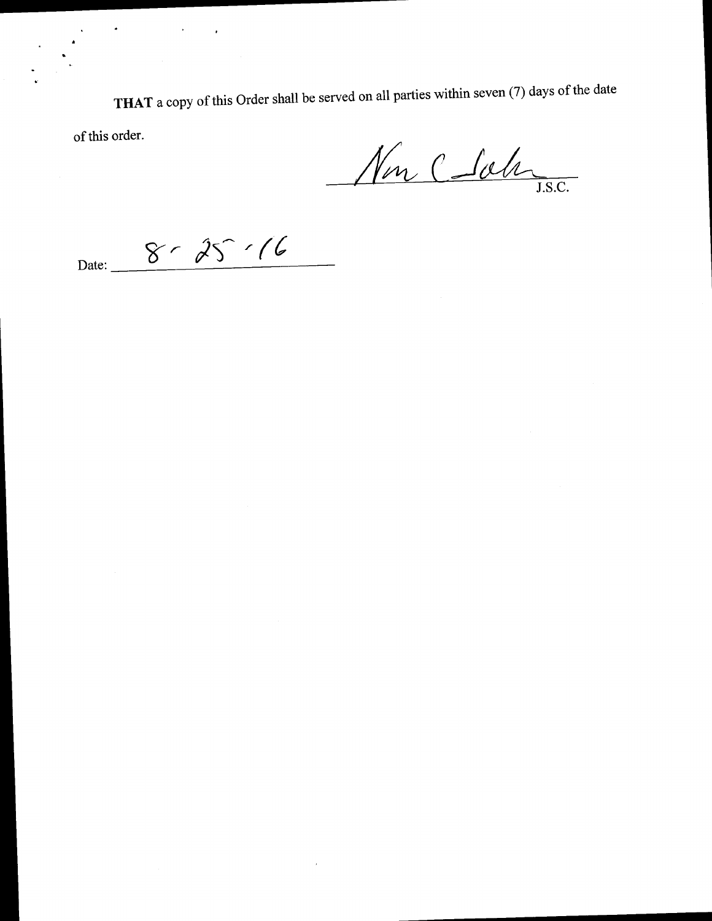**THAT** a copy of this Order shall be served on all parties within seven (7) days of the date of this order.

Non C Sola
J.S.C.

Date: 8-25-16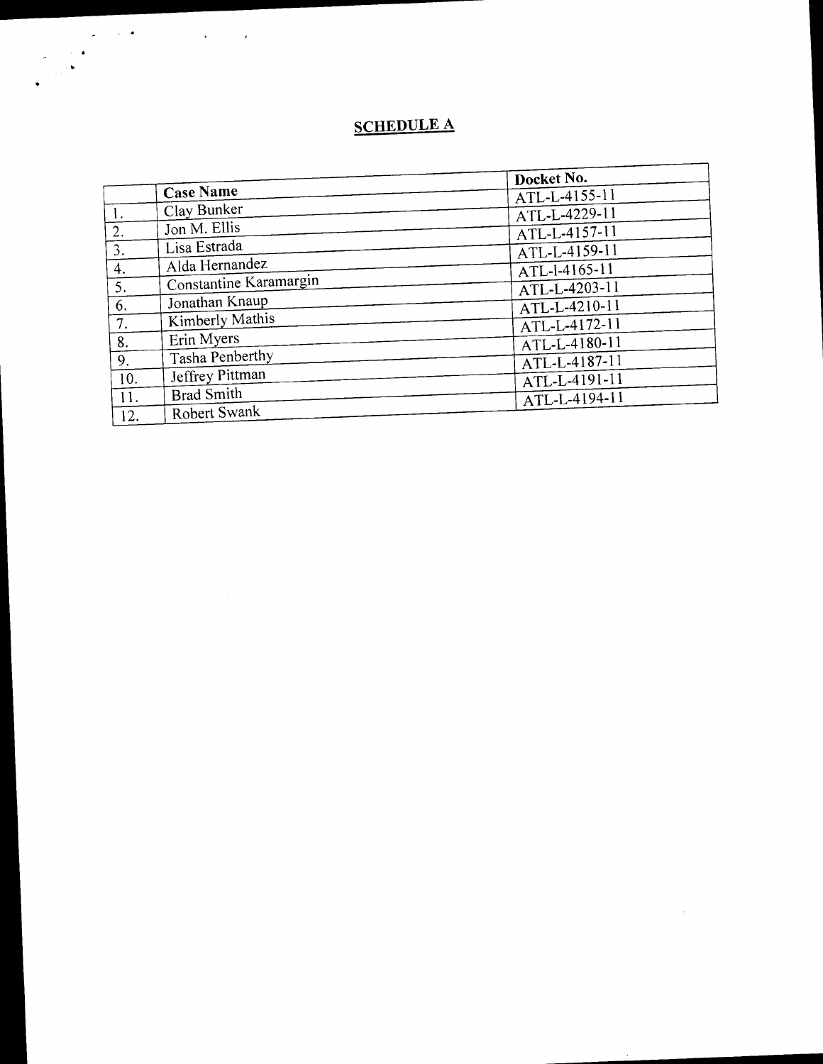## SCHEDULE A

| | Case Name | Docket No. |
|---|---|---|
| 1. | Clay Bunker | ATL-L-4155-11 |
| 2. | Jon M. Ellis | ATL-L-4229-11 |
| 3. | Lisa Estrada | ATL-L-4157-11 |
| 4. | Alda Hernandez | ATL-L-4159-11 |
| 5. | Constantine Karamargin | ATL-l-4165-11 |
| 6. | Jonathan Knaup | ATL-L-4203-11 |
| 7. | Kimberly Mathis | ATL-L-4210-11 |
| 8. | Erin Myers | ATL-L-4172-11 |
| 9. | Tasha Penberthy | ATL-L-4180-11 |
| 10. | Jeffrey Pittman | ATL-L-4187-11 |
| 11. | Brad Smith | ATL-L-4191-11 |
| 12. | Robert Swank | ATL-L-4194-11 |